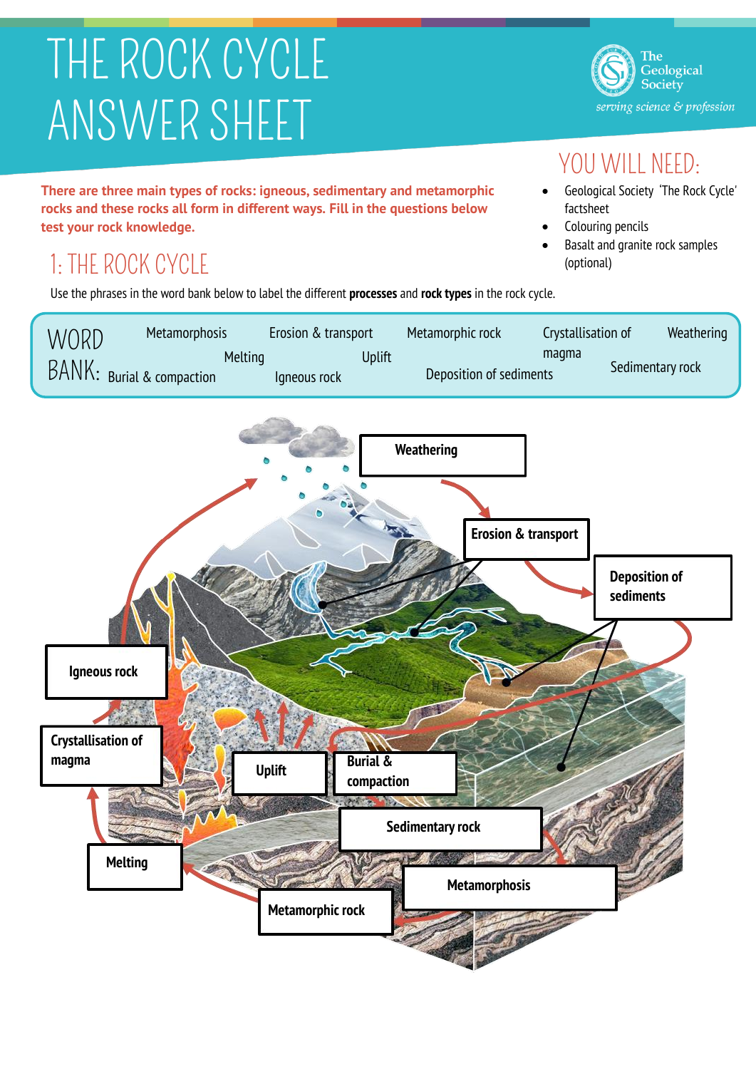# THE ROCK CYCLE ANSWER SHEET

The Geological Society
*serving science & profession*

**There are three main types of rocks: igneous, sedimentary and metamorphic rocks and these rocks all form in different ways. Fill in the questions below test your rock knowledge.**

## YOU WILL NEED:

- Geological Society 'The Rock Cycle' factsheet
- Colouring pencils
- Basalt and granite rock samples (optional)

## 1: THE ROCK CYCLE

Use the phrases in the word bank below to label the different **processes** and **rock types** in the rock cycle.

**WORD BANK:** Metamorphosis, Erosion & transport, Metamorphic rock, Crystallisation of magma, Weathering, Melting, Uplift, Sedimentary rock, Burial & compaction, Igneous rock, Deposition of sediments

Weathering

Erosion & transport

Deposition of sediments

Igneous rock

Crystallisation of magma

Uplift

Burial & compaction

Sedimentary rock

Melting

Metamorphosis

Metamorphic rock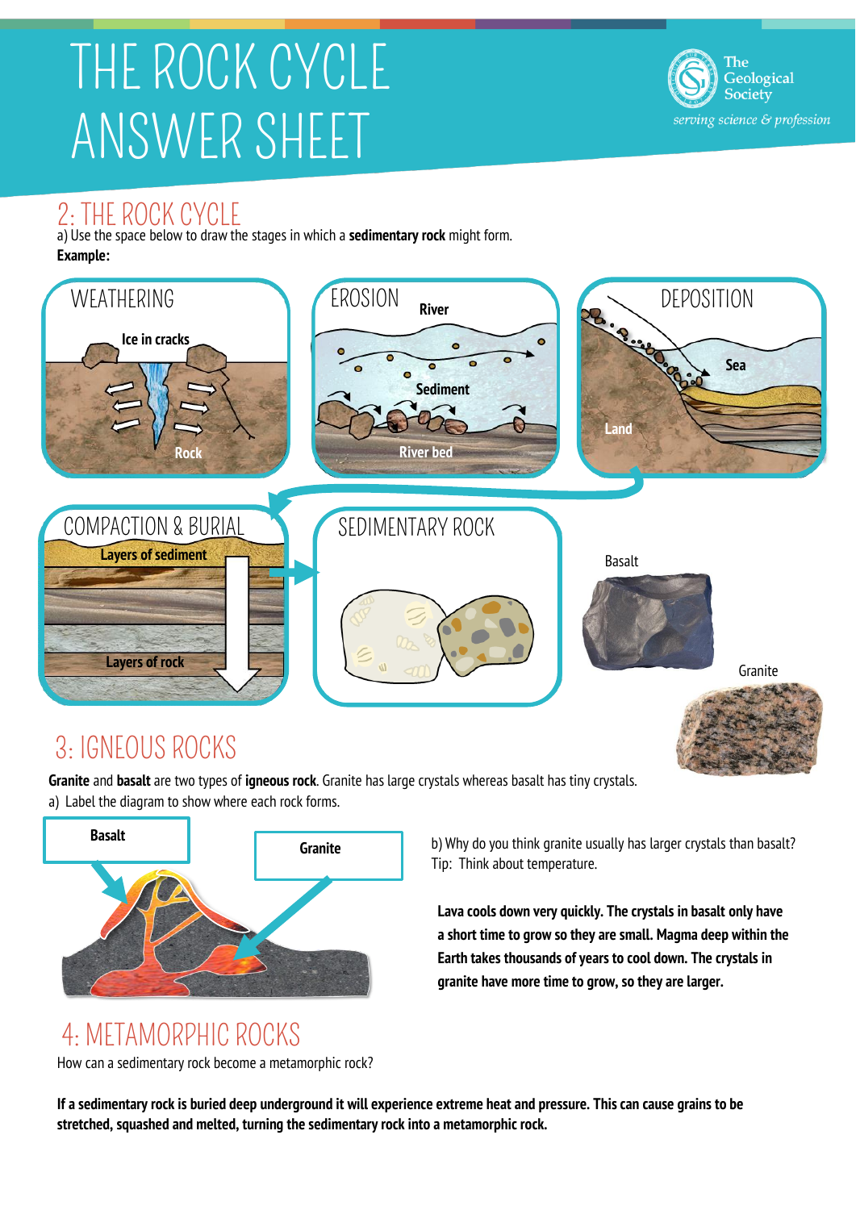# THE ROCK CYCLE ANSWER SHEET

## 2: THE ROCK CYCLE

a) Use the space below to draw the stages in which a **sedimentary rock** might form.

**Example:**

WEATHERING

Ice in cracks

Rock

EROSION

River

Sediment

River bed

DEPOSITION

Sea

Land

COMPACTION & BURIAL

Layers of sediment

Layers of rock

SEDIMENTARY ROCK

Basalt

Granite

## 3: IGNEOUS ROCKS

**Granite** and **basalt** are two types of **igneous rock**. Granite has large crystals whereas basalt has tiny crystals.

a) Label the diagram to show where each rock forms.

**Basalt**

**Granite**

b) Why do you think granite usually has larger crystals than basalt?
Tip: Think about temperature.

**Lava cools down very quickly. The crystals in basalt only have a short time to grow so they are small. Magma deep within the Earth takes thousands of years to cool down. The crystals in granite have more time to grow, so they are larger.**

## 4: METAMORPHIC ROCKS

How can a sedimentary rock become a metamorphic rock?

**If a sedimentary rock is buried deep underground it will experience extreme heat and pressure. This can cause grains to be stretched, squashed and melted, turning the sedimentary rock into a metamorphic rock.**